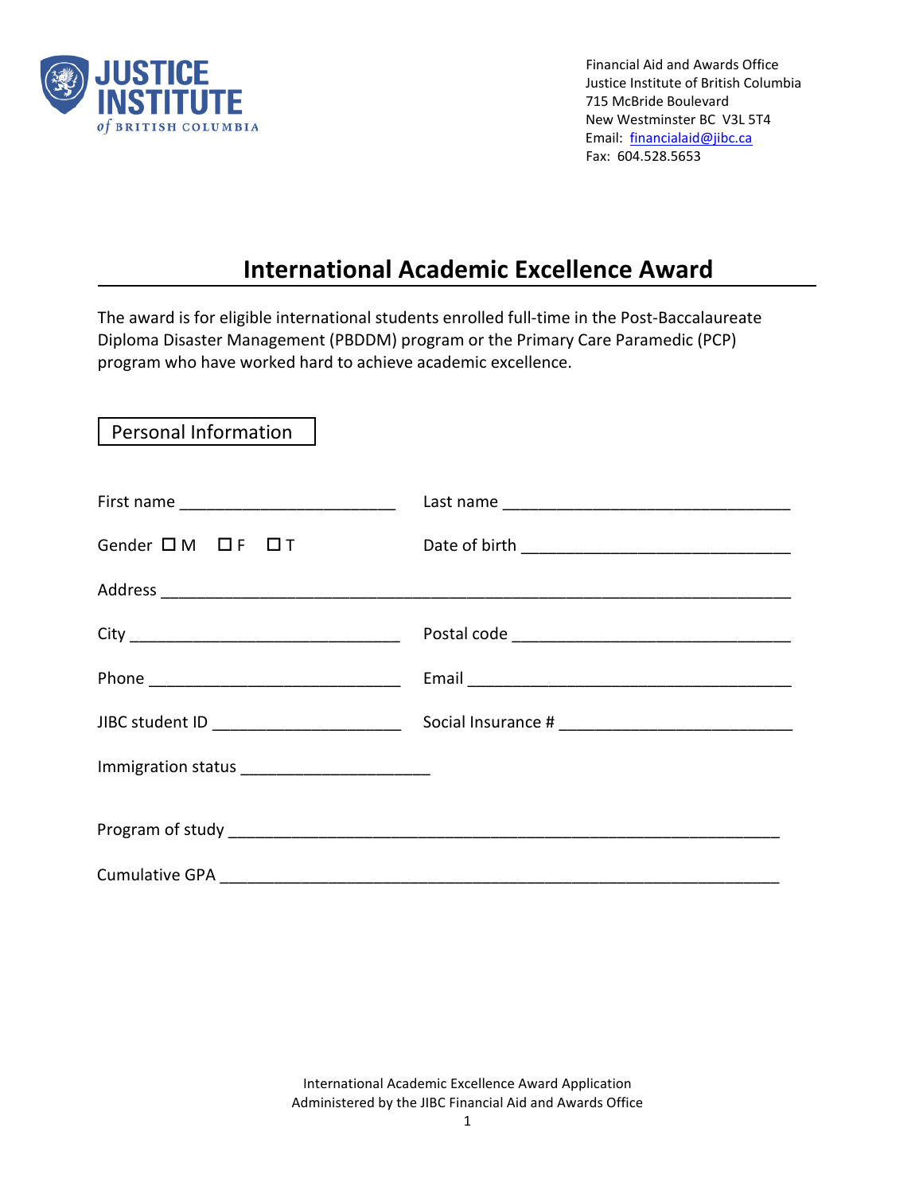JUSTICE INSTITUTE of BRITISH COLUMBIA

Financial Aid and Awards Office
Justice Institute of British Columbia
715 McBride Boulevard
New Westminster BC V3L 5T4
Email: financialaid@jibc.ca
Fax: 604.528.5653

# International Academic Excellence Award

The award is for eligible international students enrolled full-time in the Post-Baccalaureate Diploma Disaster Management (PBDDM) program or the Primary Care Paramedic (PCP) program who have worked hard to achieve academic excellence.

## Personal Information

First name ________________________ Last name ________________________________

Gender ☐ M ☐ F ☐ T Date of birth ______________________________

Address _________________________________________________________________

City ______________________________ Postal code ______________________________

Phone ____________________________ Email ____________________________________

JIBC student ID _____________________ Social Insurance # _________________________

Immigration status ____________________

Program of study ______________________________________________________________

Cumulative GPA _______________________________________________________________

International Academic Excellence Award Application
Administered by the JIBC Financial Aid and Awards Office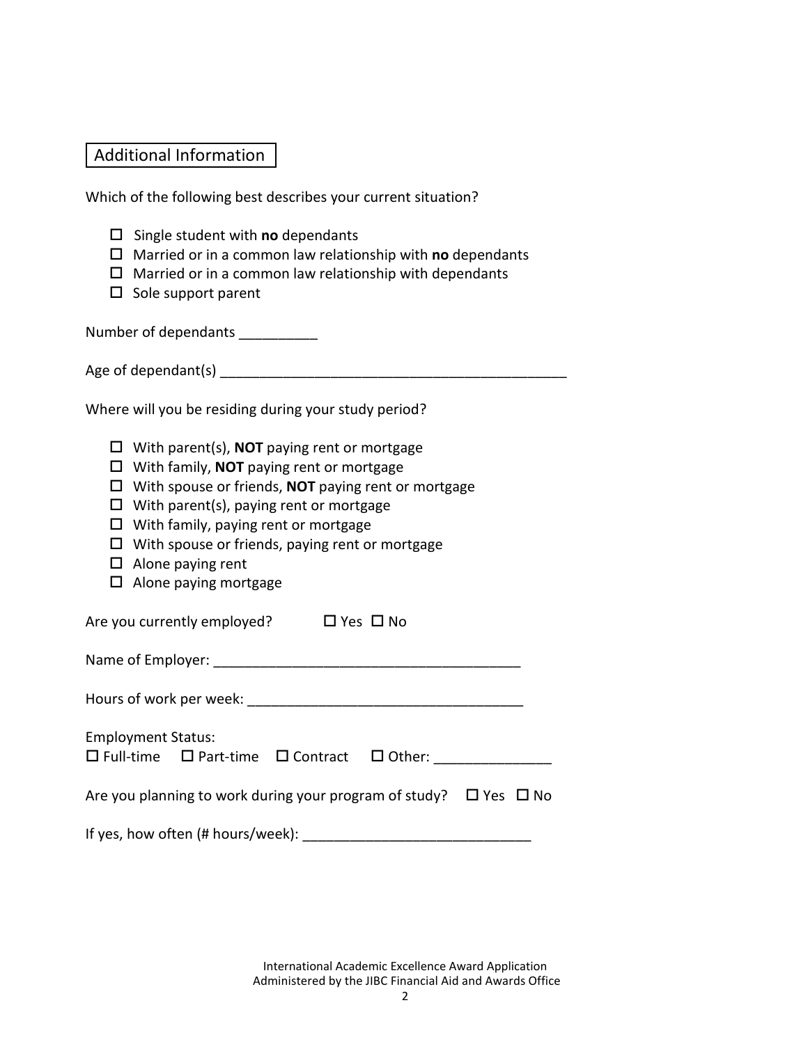## Additional Information

Which of the following best describes your current situation?

- ☐ Single student with **no** dependants
- ☐ Married or in a common law relationship with **no** dependants
- ☐ Married or in a common law relationship with dependants
- ☐ Sole support parent

Number of dependants __________

Age of dependant(s) _____________________________________________

Where will you be residing during your study period?

- ☐ With parent(s), **NOT** paying rent or mortgage
- ☐ With family, **NOT** paying rent or mortgage
- ☐ With spouse or friends, **NOT** paying rent or mortgage
- ☐ With parent(s), paying rent or mortgage
- ☐ With family, paying rent or mortgage
- ☐ With spouse or friends, paying rent or mortgage
- ☐ Alone paying rent
- ☐ Alone paying mortgage

Are you currently employed? ☐ Yes ☐ No

Name of Employer: _______________________________________

Hours of work per week: ___________________________________

Employment Status:
☐ Full-time ☐ Part-time ☐ Contract ☐ Other: _______________

Are you planning to work during your program of study? ☐ Yes ☐ No

If yes, how often (# hours/week): _____________________________

International Academic Excellence Award Application
Administered by the JIBC Financial Aid and Awards Office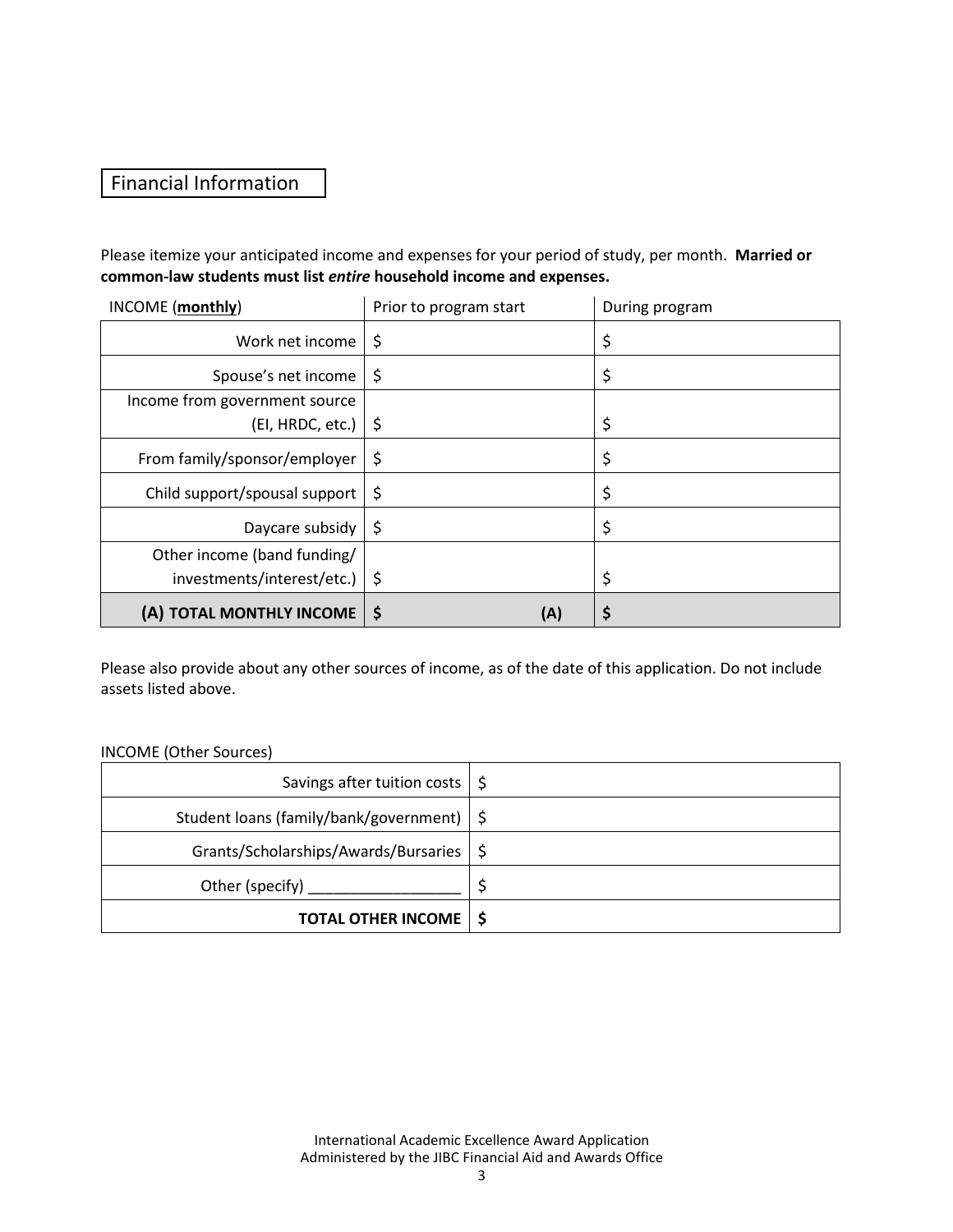## Financial Information

Please itemize your anticipated income and expenses for your period of study, per month. **Married or common-law students must list *entire* household income and expenses.**

| INCOME (**monthly**) | Prior to program start | During program |
|---|---|---|
| Work net income | $ | $ |
| Spouse's net income | $ | $ |
| Income from government source (EI, HRDC, etc.) | $ | $ |
| From family/sponsor/employer | $ | $ |
| Child support/spousal support | $ | $ |
| Daycare subsidy | $ | $ |
| Other income (band funding/ investments/interest/etc.) | $ | $ |
| **(A) TOTAL MONTHLY INCOME** | **$ (A)** | **$** |

Please also provide about any other sources of income, as of the date of this application. Do not include assets listed above.

INCOME (Other Sources)

| | |
|---|---|
| Savings after tuition costs | $ |
| Student loans (family/bank/government) | $ |
| Grants/Scholarships/Awards/Bursaries | $ |
| Other (specify) __________________ | $ |
| **TOTAL OTHER INCOME** | **$** |

International Academic Excellence Award Application
Administered by the JIBC Financial Aid and Awards Office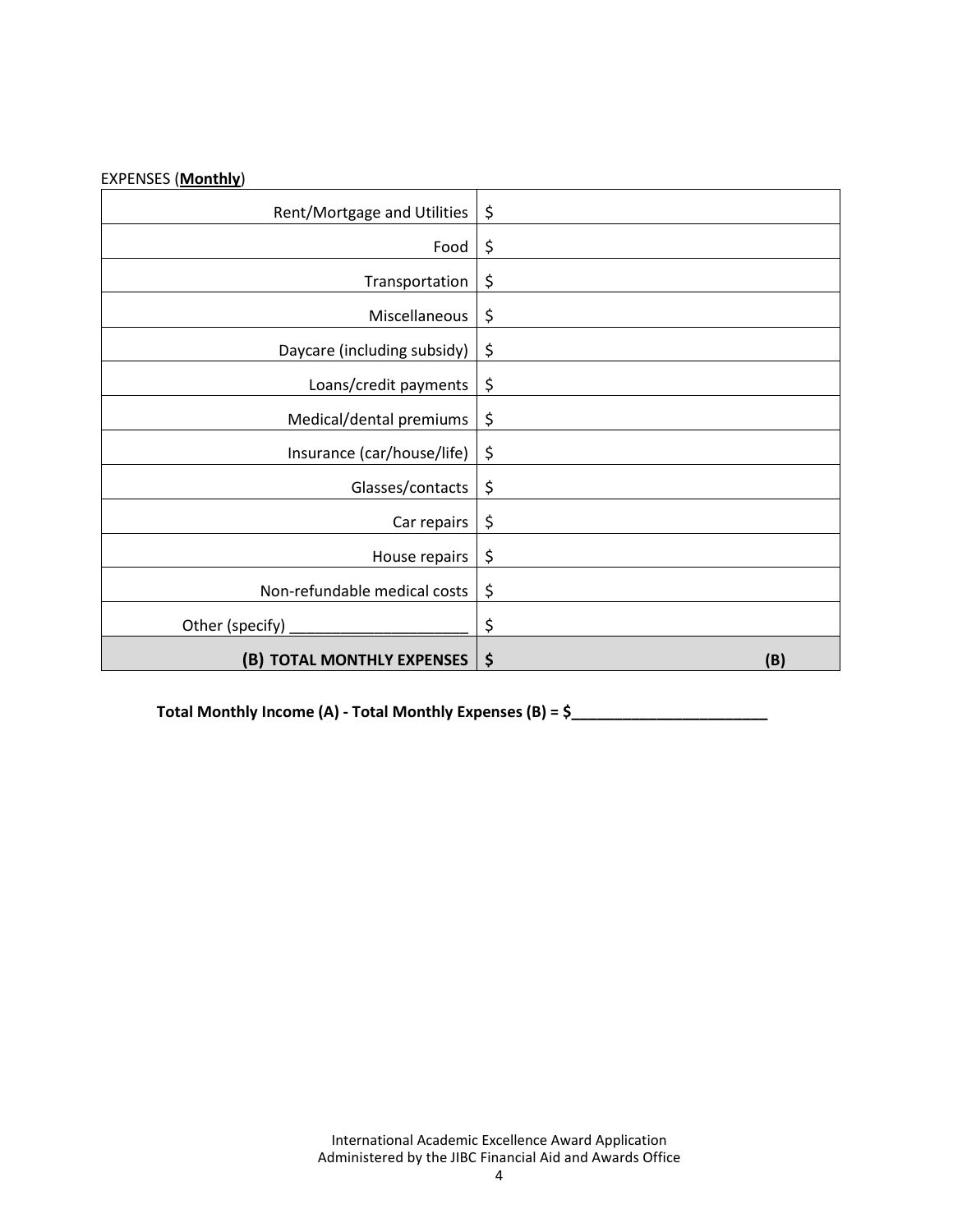EXPENSES (**<u>Monthly</u>**)

| | |
|---|---|
| Rent/Mortgage and Utilities | $ |
| Food | $ |
| Transportation | $ |
| Miscellaneous | $ |
| Daycare (including subsidy) | $ |
| Loans/credit payments | $ |
| Medical/dental premiums | $ |
| Insurance (car/house/life) | $ |
| Glasses/contacts | $ |
| Car repairs | $ |
| House repairs | $ |
| Non-refundable medical costs | $ |
| Other (specify) _____________________ | $ |
| **(B) TOTAL MONTHLY EXPENSES** | **$ (B)** |

**Total Monthly Income (A) - Total Monthly Expenses (B) = $_______________________**

International Academic Excellence Award Application
Administered by the JIBC Financial Aid and Awards Office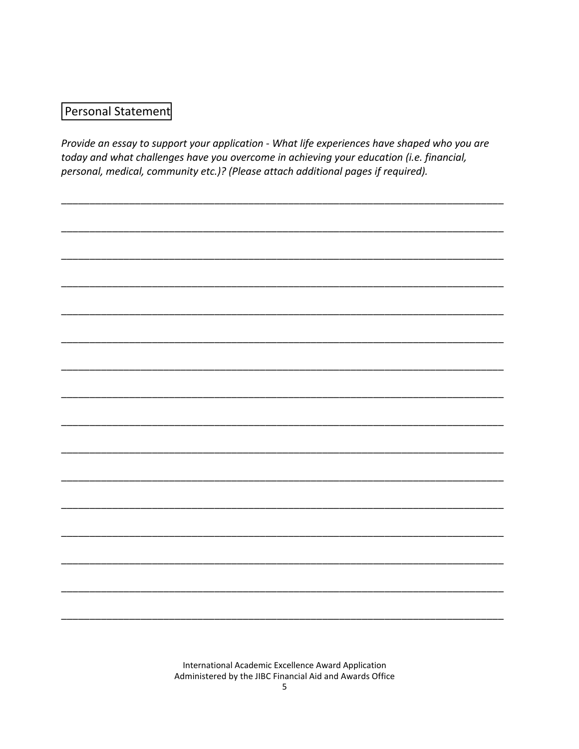## Personal Statement

*Provide an essay to support your application - What life experiences have shaped who you are today and what challenges have you overcome in achieving your education (i.e. financial, personal, medical, community etc.)? (Please attach additional pages if required).*

_______________________________________________________________________________

_______________________________________________________________________________

_______________________________________________________________________________

_______________________________________________________________________________

_______________________________________________________________________________

_______________________________________________________________________________

_______________________________________________________________________________

_______________________________________________________________________________

_______________________________________________________________________________

_______________________________________________________________________________

_______________________________________________________________________________

_______________________________________________________________________________

_______________________________________________________________________________

_______________________________________________________________________________

_______________________________________________________________________________

_______________________________________________________________________________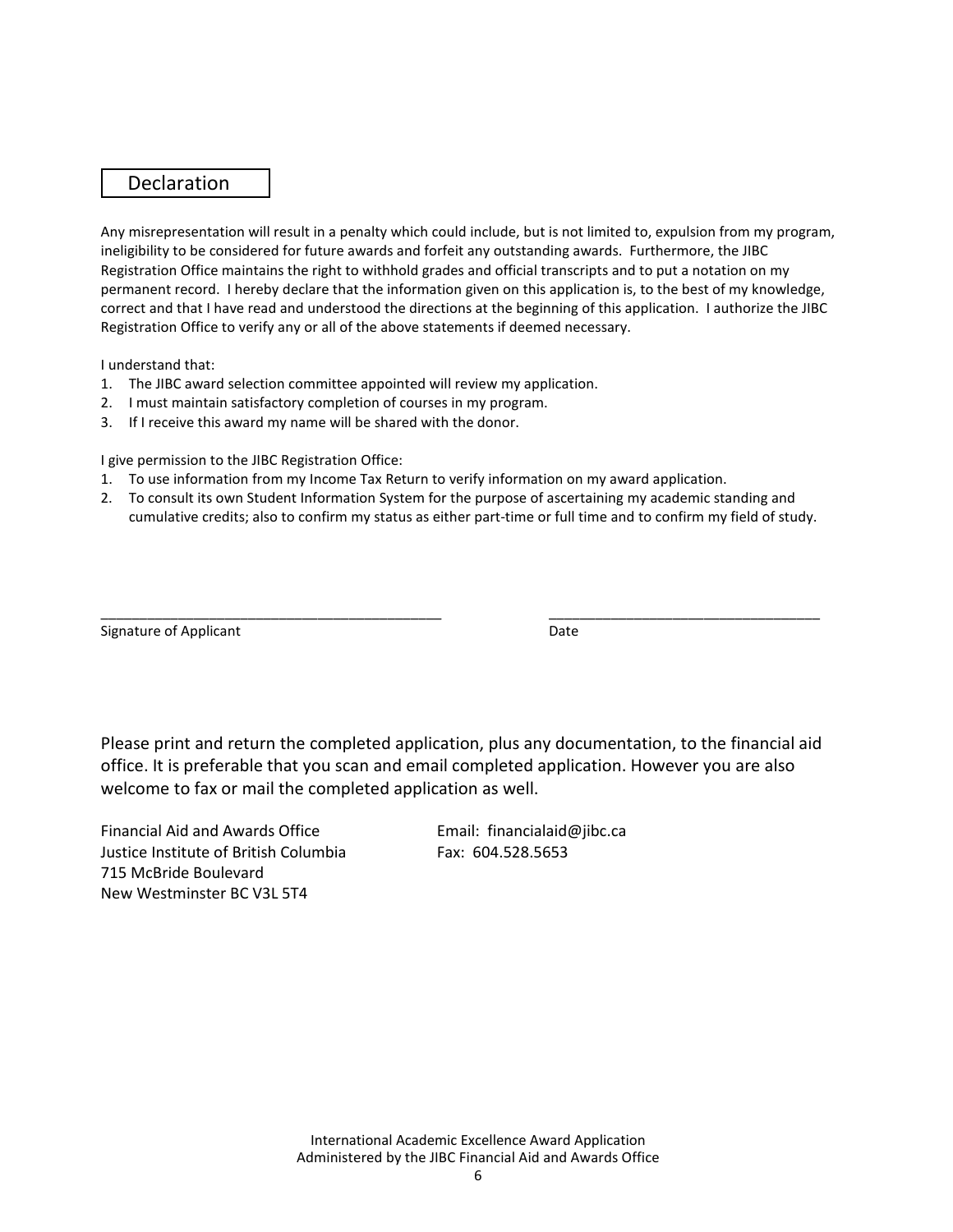## Declaration

Any misrepresentation will result in a penalty which could include, but is not limited to, expulsion from my program, ineligibility to be considered for future awards and forfeit any outstanding awards. Furthermore, the JIBC Registration Office maintains the right to withhold grades and official transcripts and to put a notation on my permanent record. I hereby declare that the information given on this application is, to the best of my knowledge, correct and that I have read and understood the directions at the beginning of this application. I authorize the JIBC Registration Office to verify any or all of the above statements if deemed necessary.

I understand that:

1. The JIBC award selection committee appointed will review my application.
2. I must maintain satisfactory completion of courses in my program.
3. If I receive this award my name will be shared with the donor.

I give permission to the JIBC Registration Office:

1. To use information from my Income Tax Return to verify information on my award application.
2. To consult its own Student Information System for the purpose of ascertaining my academic standing and cumulative credits; also to confirm my status as either part-time or full time and to confirm my field of study.

\_\_\_\_\_\_\_\_\_\_\_\_\_\_\_\_\_\_\_\_\_\_\_\_\_\_\_\_\_\_\_\_\_\_\_\_\_\_\_\_\_\_\_\_ &nbsp;&nbsp;&nbsp;&nbsp; \_\_\_\_\_\_\_\_\_\_\_\_\_\_\_\_\_\_\_\_\_\_\_\_\_\_\_\_\_\_\_\_\_\_\_

Signature of Applicant &nbsp;&nbsp;&nbsp;&nbsp; Date

Please print and return the completed application, plus any documentation, to the financial aid office. It is preferable that you scan and email completed application. However you are also welcome to fax or mail the completed application as well.

Financial Aid and Awards Office
Justice Institute of British Columbia
715 McBride Boulevard
New Westminster BC V3L 5T4

Email: financialaid@jibc.ca
Fax: 604.528.5653